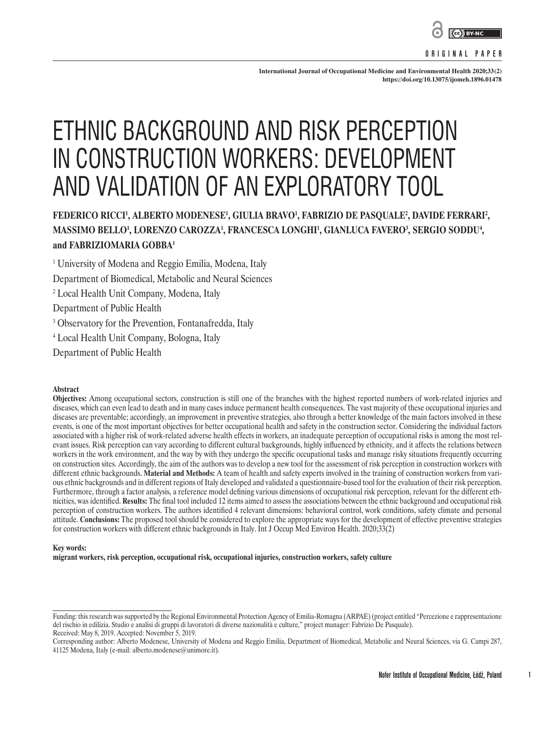ORIGINAL PAPER

# ETHNIC BACKGROUND AND RISK PERCEPTION IN CONSTRUCTION WORKERS: DEVELOPMENT AND VALIDATION OF AN EXPLORATORY TOOL

**FEDERICO RICCI[1], ALBERTO MODENESE[1], GIULIA BRAVO[1], FABRIZIO DE PASQUALE[2], DAVIDE FERRARI[2], MASSIMO BELLO[1], LORENZO CAROZZA[1], FRANCESCA LONGHI[1], GIANLUCA FAVERO[3], SERGIO SODDU[4], and FABRIZIOMARIA GOBBA[1]**

[1] University of Modena and Reggio Emilia, Modena, Italy
Department of Biomedical, Metabolic and Neural Sciences
[2] Local Health Unit Company, Modena, Italy
Department of Public Health
[3] Observatory for the Prevention, Fontanafredda, Italy
[4] Local Health Unit Company, Bologna, Italy
Department of Public Health

**Abstract**

**Objectives:** Among occupational sectors, construction is still one of the branches with the highest reported numbers of work-related injuries and diseases, which can even lead to death and in many cases induce permanent health consequences. The vast majority of these occupational injuries and diseases are preventable; accordingly, an improvement in preventive strategies, also through a better knowledge of the main factors involved in these events, is one of the most important objectives for better occupational health and safety in the construction sector. Considering the individual factors associated with a higher risk of work-related adverse health effects in workers, an inadequate perception of occupational risks is among the most relevant issues. Risk perception can vary according to different cultural backgrounds, highly influenced by ethnicity, and it affects the relations between workers in the work environment, and the way by with they undergo the specific occupational tasks and manage risky situations frequently occurring on construction sites. Accordingly, the aim of the authors was to develop a new tool for the assessment of risk perception in construction workers with different ethnic backgrounds. **Material and Methods:** A team of health and safety experts involved in the training of construction workers from various ethnic backgrounds and in different regions of Italy developed and validated a questionnaire-based tool for the evaluation of their risk perception. Furthermore, through a factor analysis, a reference model defining various dimensions of occupational risk perception, relevant for the different ethnicities, was identified. **Results:** The final tool included 12 items aimed to assess the associations between the ethnic background and occupational risk perception of construction workers. The authors identified 4 relevant dimensions: behavioral control, work conditions, safety climate and personal attitude. **Conclusions:** The proposed tool should be considered to explore the appropriate ways for the development of effective preventive strategies for construction workers with different ethnic backgrounds in Italy. Int J Occup Med Environ Health. 2020;33(2)

**Key words:**
**migrant workers, risk perception, occupational risk, occupational injuries, construction workers, safety culture**

---

Funding: this research was supported by the Regional Environmental Protection Agency of Emilia-Romagna (ARPAE) (project entitled "Percezione e rappresentazione del rischio in edilizia. Studio e analisi di gruppi di lavoratori di diverse nazionalità e culture," project manager: Fabrizio De Pasquale).
Received: May 8, 2019. Accepted: November 5, 2019.
Corresponding author: Alberto Modenese, University of Modena and Reggio Emilia, Department of Biomedical, Metabolic and Neural Sciences, via G. Campi 287, 41125 Modena, Italy (e-mail: alberto.modenese@unimore.it).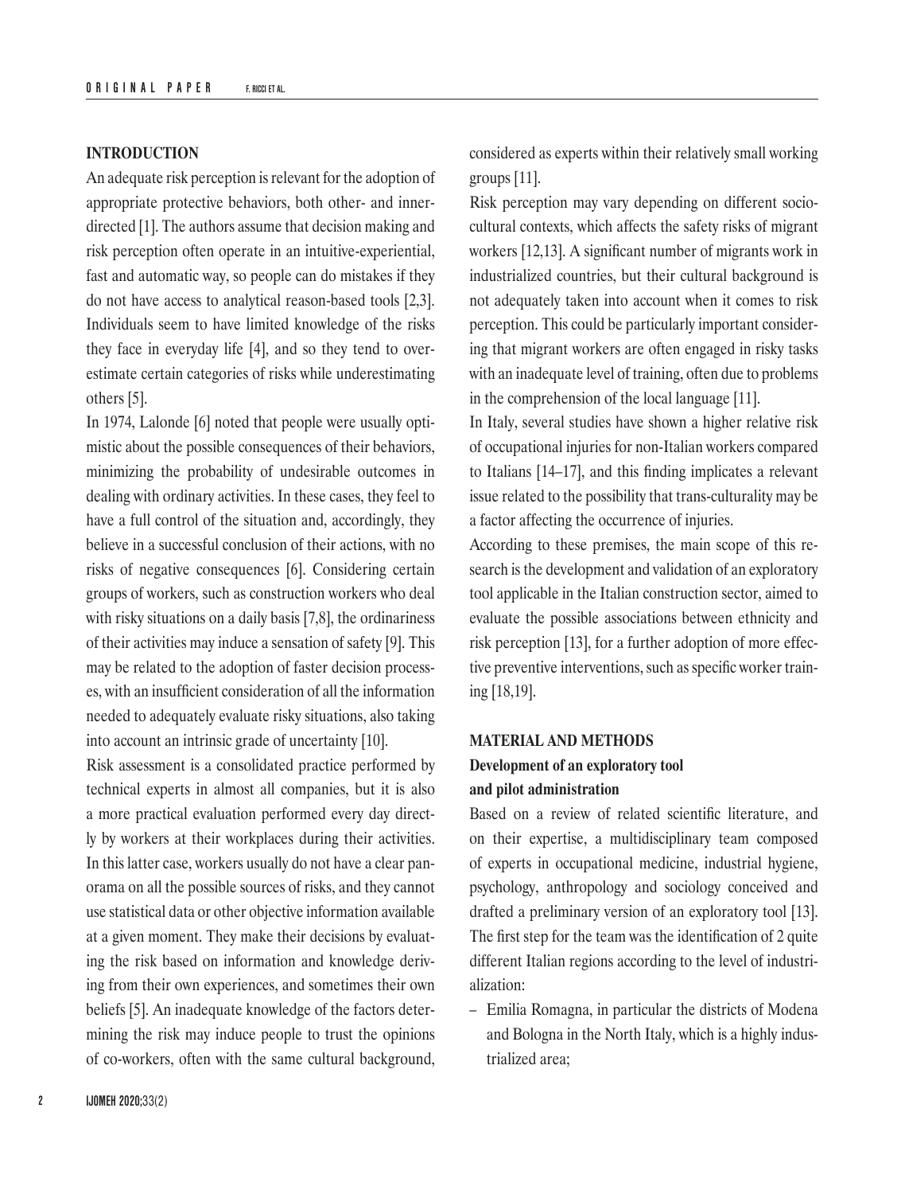## INTRODUCTION

An adequate risk perception is relevant for the adoption of appropriate protective behaviors, both other- and inner-directed [1]. The authors assume that decision making and risk perception often operate in an intuitive-experiential, fast and automatic way, so people can do mistakes if they do not have access to analytical reason-based tools [2,3]. Individuals seem to have limited knowledge of the risks they face in everyday life [4], and so they tend to overestimate certain categories of risks while underestimating others [5].

In 1974, Lalonde [6] noted that people were usually optimistic about the possible consequences of their behaviors, minimizing the probability of undesirable outcomes in dealing with ordinary activities. In these cases, they feel to have a full control of the situation and, accordingly, they believe in a successful conclusion of their actions, with no risks of negative consequences [6]. Considering certain groups of workers, such as construction workers who deal with risky situations on a daily basis [7,8], the ordinariness of their activities may induce a sensation of safety [9]. This may be related to the adoption of faster decision processes, with an insufficient consideration of all the information needed to adequately evaluate risky situations, also taking into account an intrinsic grade of uncertainty [10].

Risk assessment is a consolidated practice performed by technical experts in almost all companies, but it is also a more practical evaluation performed every day directly by workers at their workplaces during their activities. In this latter case, workers usually do not have a clear panorama on all the possible sources of risks, and they cannot use statistical data or other objective information available at a given moment. They make their decisions by evaluating the risk based on information and knowledge deriving from their own experiences, and sometimes their own beliefs [5]. An inadequate knowledge of the factors determining the risk may induce people to trust the opinions of co-workers, often with the same cultural background, considered as experts within their relatively small working groups [11].

Risk perception may vary depending on different sociocultural contexts, which affects the safety risks of migrant workers [12,13]. A significant number of migrants work in industrialized countries, but their cultural background is not adequately taken into account when it comes to risk perception. This could be particularly important considering that migrant workers are often engaged in risky tasks with an inadequate level of training, often due to problems in the comprehension of the local language [11].

In Italy, several studies have shown a higher relative risk of occupational injuries for non-Italian workers compared to Italians [14–17], and this finding implicates a relevant issue related to the possibility that trans-culturality may be a factor affecting the occurrence of injuries.

According to these premises, the main scope of this research is the development and validation of an exploratory tool applicable in the Italian construction sector, aimed to evaluate the possible associations between ethnicity and risk perception [13], for a further adoption of more effective preventive interventions, such as specific worker training [18,19].

## MATERIAL AND METHODS

### Development of an exploratory tool and pilot administration

Based on a review of related scientific literature, and on their expertise, a multidisciplinary team composed of experts in occupational medicine, industrial hygiene, psychology, anthropology and sociology conceived and drafted a preliminary version of an exploratory tool [13]. The first step for the team was the identification of 2 quite different Italian regions according to the level of industrialization:

- Emilia Romagna, in particular the districts of Modena and Bologna in the North Italy, which is a highly industrialized area;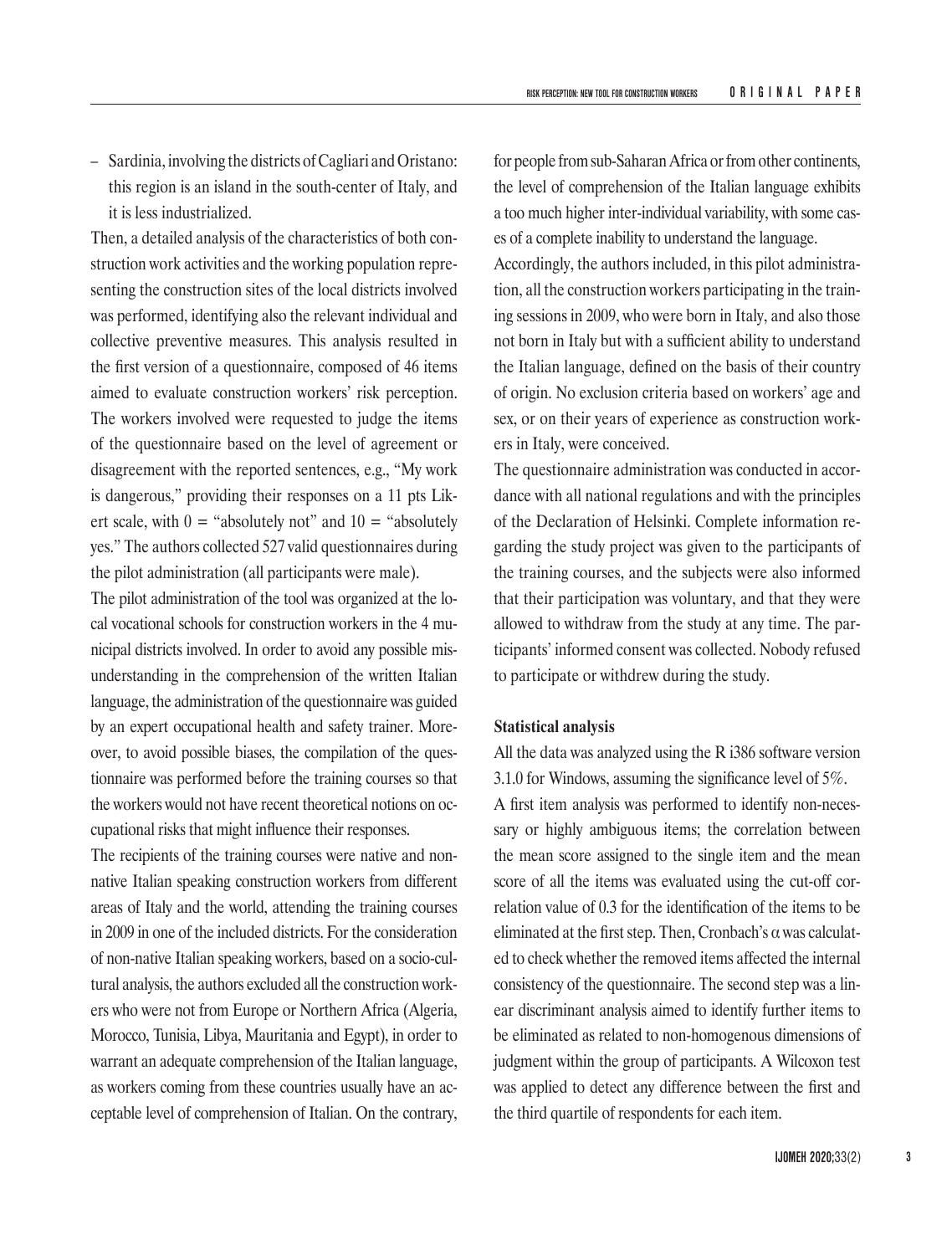– Sardinia, involving the districts of Cagliari and Oristano: this region is an island in the south-center of Italy, and it is less industrialized.

Then, a detailed analysis of the characteristics of both construction work activities and the working population representing the construction sites of the local districts involved was performed, identifying also the relevant individual and collective preventive measures. This analysis resulted in the first version of a questionnaire, composed of 46 items aimed to evaluate construction workers' risk perception. The workers involved were requested to judge the items of the questionnaire based on the level of agreement or disagreement with the reported sentences, e.g., "My work is dangerous," providing their responses on a 11 pts Likert scale, with 0 = "absolutely not" and 10 = "absolutely yes." The authors collected 527 valid questionnaires during the pilot administration (all participants were male).

The pilot administration of the tool was organized at the local vocational schools for construction workers in the 4 municipal districts involved. In order to avoid any possible misunderstanding in the comprehension of the written Italian language, the administration of the questionnaire was guided by an expert occupational health and safety trainer. Moreover, to avoid possible biases, the compilation of the questionnaire was performed before the training courses so that the workers would not have recent theoretical notions on occupational risks that might influence their responses.

The recipients of the training courses were native and non-native Italian speaking construction workers from different areas of Italy and the world, attending the training courses in 2009 in one of the included districts. For the consideration of non-native Italian speaking workers, based on a socio-cultural analysis, the authors excluded all the construction workers who were not from Europe or Northern Africa (Algeria, Morocco, Tunisia, Libya, Mauritania and Egypt), in order to warrant an adequate comprehension of the Italian language, as workers coming from these countries usually have an acceptable level of comprehension of Italian. On the contrary, for people from sub-Saharan Africa or from other continents, the level of comprehension of the Italian language exhibits a too much higher inter-individual variability, with some cases of a complete inability to understand the language.

Accordingly, the authors included, in this pilot administration, all the construction workers participating in the training sessions in 2009, who were born in Italy, and also those not born in Italy but with a sufficient ability to understand the Italian language, defined on the basis of their country of origin. No exclusion criteria based on workers' age and sex, or on their years of experience as construction workers in Italy, were conceived.

The questionnaire administration was conducted in accordance with all national regulations and with the principles of the Declaration of Helsinki. Complete information regarding the study project was given to the participants of the training courses, and the subjects were also informed that their participation was voluntary, and that they were allowed to withdraw from the study at any time. The participants' informed consent was collected. Nobody refused to participate or withdrew during the study.

### Statistical analysis

All the data was analyzed using the R i386 software version 3.1.0 for Windows, assuming the significance level of 5%.

A first item analysis was performed to identify non-necessary or highly ambiguous items; the correlation between the mean score assigned to the single item and the mean score of all the items was evaluated using the cut-off correlation value of 0.3 for the identification of the items to be eliminated at the first step. Then, Cronbach's $\alpha$ was calculated to check whether the removed items affected the internal consistency of the questionnaire. The second step was a linear discriminant analysis aimed to identify further items to be eliminated as related to non-homogenous dimensions of judgment within the group of participants. A Wilcoxon test was applied to detect any difference between the first and the third quartile of respondents for each item.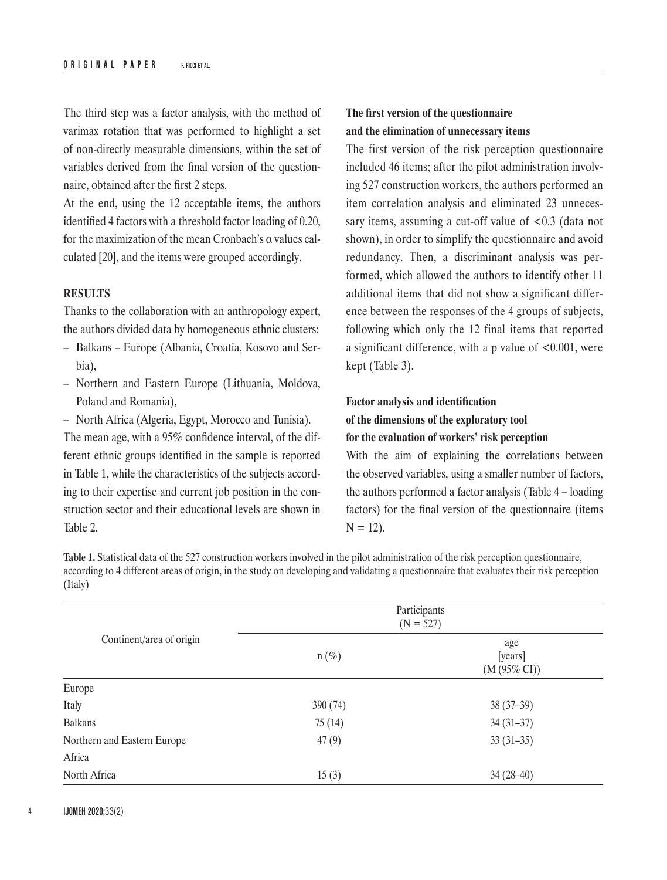The third step was a factor analysis, with the method of varimax rotation that was performed to highlight a set of non-directly measurable dimensions, within the set of variables derived from the final version of the questionnaire, obtained after the first 2 steps.

At the end, using the 12 acceptable items, the authors identified 4 factors with a threshold factor loading of 0.20, for the maximization of the mean Cronbach's $\alpha$ values calculated [20], and the items were grouped accordingly.

## RESULTS

Thanks to the collaboration with an anthropology expert, the authors divided data by homogeneous ethnic clusters:

- Balkans – Europe (Albania, Croatia, Kosovo and Serbia),
- Northern and Eastern Europe (Lithuania, Moldova, Poland and Romania),
- North Africa (Algeria, Egypt, Morocco and Tunisia).

The mean age, with a 95% confidence interval, of the different ethnic groups identified in the sample is reported in Table 1, while the characteristics of the subjects according to their expertise and current job position in the construction sector and their educational levels are shown in Table 2.

### The first version of the questionnaire and the elimination of unnecessary items

The first version of the risk perception questionnaire included 46 items; after the pilot administration involving 527 construction workers, the authors performed an item correlation analysis and eliminated 23 unnecessary items, assuming a cut-off value of $<0.3$ (data not shown), in order to simplify the questionnaire and avoid redundancy. Then, a discriminant analysis was performed, which allowed the authors to identify other 11 additional items that did not show a significant difference between the responses of the 4 groups of subjects, following which only the 12 final items that reported a significant difference, with a p value of $<0.001$, were kept (Table 3).

### Factor analysis and identification of the dimensions of the exploratory tool for the evaluation of workers' risk perception

With the aim of explaining the correlations between the observed variables, using a smaller number of factors, the authors performed a factor analysis (Table 4 – loading factors) for the final version of the questionnaire (items $N = 12$).

**Table 1.** Statistical data of the 527 construction workers involved in the pilot administration of the risk perception questionnaire, according to 4 different areas of origin, in the study on developing and validating a questionnaire that evaluates their risk perception (Italy)

| Continent/area of origin | Participants (N = 527) | |
|---|---|---|
| | n (%) | age [years] (M (95% CI)) |
| Europe | | |
| Italy | 390 (74) | 38 (37–39) |
| Balkans | 75 (14) | 34 (31–37) |
| Northern and Eastern Europe | 47 (9) | 33 (31–35) |
| Africa | | |
| North Africa | 15 (3) | 34 (28–40) |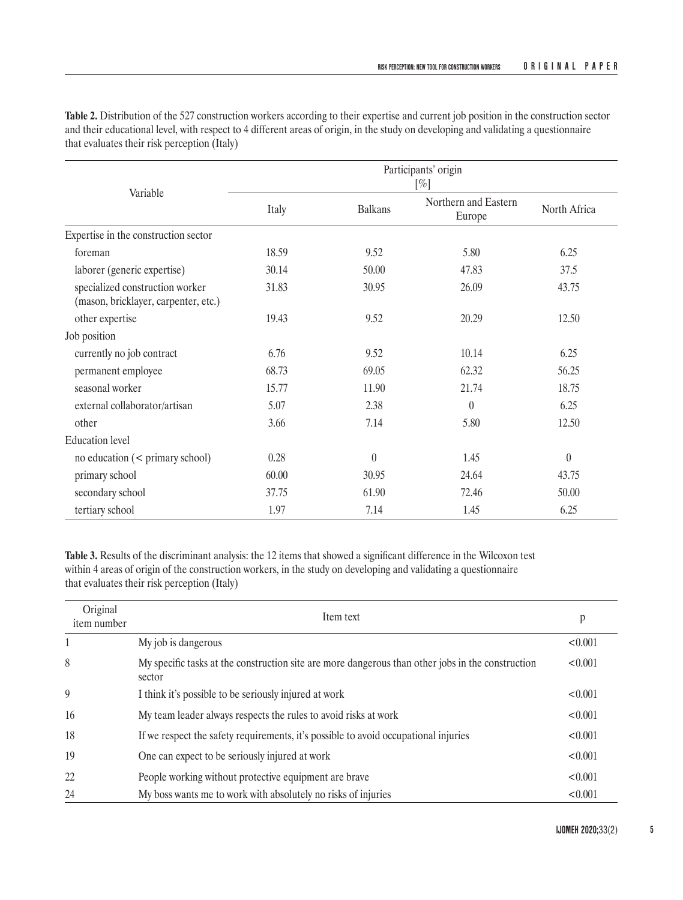**Table 2.** Distribution of the 527 construction workers according to their expertise and current job position in the construction sector and their educational level, with respect to 4 different areas of origin, in the study on developing and validating a questionnaire that evaluates their risk perception (Italy)

| Variable | Participants' origin [%] | | | |
|---|---|---|---|---|
| | Italy | Balkans | Northern and Eastern Europe | North Africa |
| Expertise in the construction sector | | | | |
| foreman | 18.59 | 9.52 | 5.80 | 6.25 |
| laborer (generic expertise) | 30.14 | 50.00 | 47.83 | 37.5 |
| specialized construction worker (mason, bricklayer, carpenter, etc.) | 31.83 | 30.95 | 26.09 | 43.75 |
| other expertise | 19.43 | 9.52 | 20.29 | 12.50 |
| Job position | | | | |
| currently no job contract | 6.76 | 9.52 | 10.14 | 6.25 |
| permanent employee | 68.73 | 69.05 | 62.32 | 56.25 |
| seasonal worker | 15.77 | 11.90 | 21.74 | 18.75 |
| external collaborator/artisan | 5.07 | 2.38 | 0 | 6.25 |
| other | 3.66 | 7.14 | 5.80 | 12.50 |
| Education level | | | | |
| no education (< primary school) | 0.28 | 0 | 1.45 | 0 |
| primary school | 60.00 | 30.95 | 24.64 | 43.75 |
| secondary school | 37.75 | 61.90 | 72.46 | 50.00 |
| tertiary school | 1.97 | 7.14 | 1.45 | 6.25 |

**Table 3.** Results of the discriminant analysis: the 12 items that showed a significant difference in the Wilcoxon test within 4 areas of origin of the construction workers, in the study on developing and validating a questionnaire that evaluates their risk perception (Italy)

| Original item number | Item text | p |
|---|---|---|
| 1 | My job is dangerous | <0.001 |
| 8 | My specific tasks at the construction site are more dangerous than other jobs in the construction sector | <0.001 |
| 9 | I think it's possible to be seriously injured at work | <0.001 |
| 16 | My team leader always respects the rules to avoid risks at work | <0.001 |
| 18 | If we respect the safety requirements, it's possible to avoid occupational injuries | <0.001 |
| 19 | One can expect to be seriously injured at work | <0.001 |
| 22 | People working without protective equipment are brave | <0.001 |
| 24 | My boss wants me to work with absolutely no risks of injuries | <0.001 |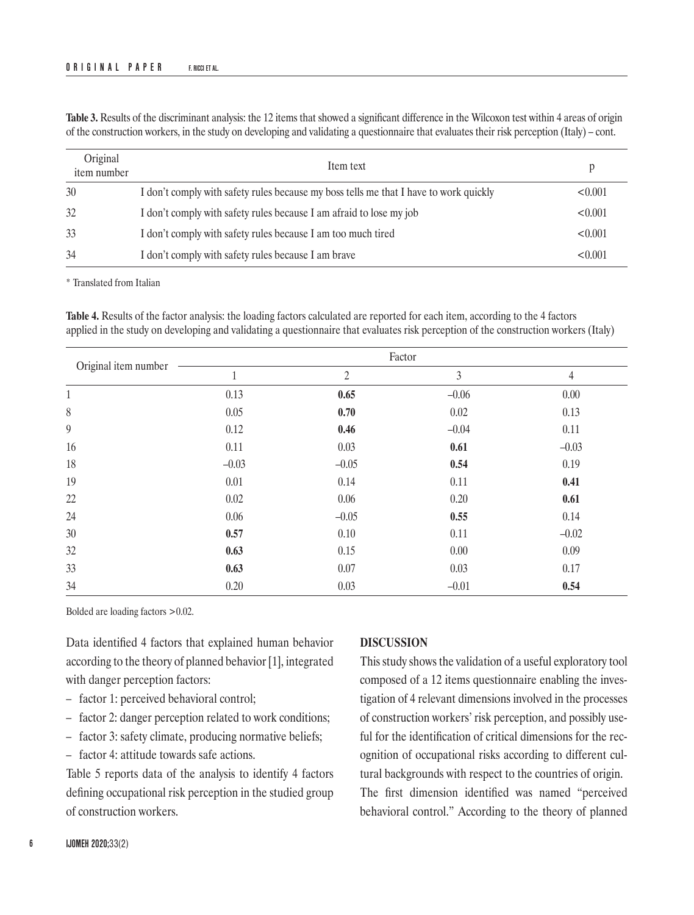**Table 3.** Results of the discriminant analysis: the 12 items that showed a significant difference in the Wilcoxon test within 4 areas of origin of the construction workers, in the study on developing and validating a questionnaire that evaluates their risk perception (Italy) – cont.

| Original item number | Item text | p |
|---|---|---|
| 30 | I don't comply with safety rules because my boss tells me that I have to work quickly | <0.001 |
| 32 | I don't comply with safety rules because I am afraid to lose my job | <0.001 |
| 33 | I don't comply with safety rules because I am too much tired | <0.001 |
| 34 | I don't comply with safety rules because I am brave | <0.001 |

* Translated from Italian

**Table 4.** Results of the factor analysis: the loading factors calculated are reported for each item, according to the 4 factors applied in the study on developing and validating a questionnaire that evaluates risk perception of the construction workers (Italy)

| Original item number | Factor | | | |
|---|---|---|---|---|
| | 1 | 2 | 3 | 4 |
| 1 | 0.13 | **0.65** | –0.06 | 0.00 |
| 8 | 0.05 | **0.70** | 0.02 | 0.13 |
| 9 | 0.12 | **0.46** | –0.04 | 0.11 |
| 16 | 0.11 | 0.03 | **0.61** | –0.03 |
| 18 | –0.03 | –0.05 | **0.54** | 0.19 |
| 19 | 0.01 | 0.14 | 0.11 | **0.41** |
| 22 | 0.02 | 0.06 | 0.20 | **0.61** |
| 24 | 0.06 | –0.05 | **0.55** | 0.14 |
| 30 | **0.57** | 0.10 | 0.11 | –0.02 |
| 32 | **0.63** | 0.15 | 0.00 | 0.09 |
| 33 | **0.63** | 0.07 | 0.03 | 0.17 |
| 34 | 0.20 | 0.03 | –0.01 | **0.54** |

Bolded are loading factors >0.02.

Data identified 4 factors that explained human behavior according to the theory of planned behavior [1], integrated with danger perception factors:

- factor 1: perceived behavioral control;
- factor 2: danger perception related to work conditions;
- factor 3: safety climate, producing normative beliefs;
- factor 4: attitude towards safe actions.

Table 5 reports data of the analysis to identify 4 factors defining occupational risk perception in the studied group of construction workers.

## DISCUSSION

This study shows the validation of a useful exploratory tool composed of a 12 items questionnaire enabling the investigation of 4 relevant dimensions involved in the processes of construction workers' risk perception, and possibly useful for the identification of critical dimensions for the recognition of occupational risks according to different cultural backgrounds with respect to the countries of origin.

The first dimension identified was named "perceived behavioral control." According to the theory of planned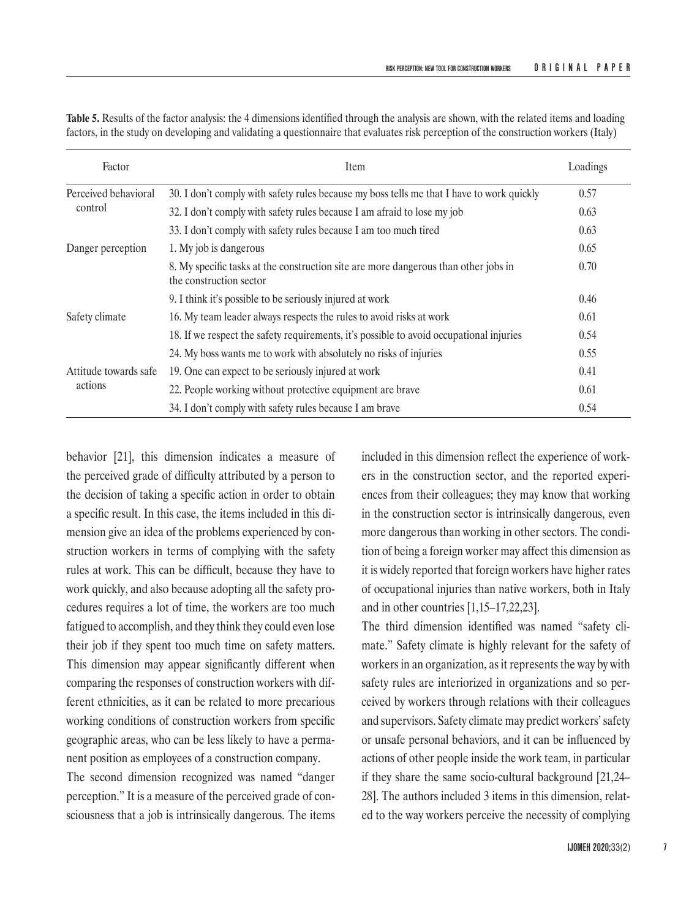**Table 5.** Results of the factor analysis: the 4 dimensions identified through the analysis are shown, with the related items and loading factors, in the study on developing and validating a questionnaire that evaluates risk perception of the construction workers (Italy)

| Factor | Item | Loadings |
|---|---|---|
| Perceived behavioral control | 30. I don't comply with safety rules because my boss tells me that I have to work quickly | 0.57 |
| | 32. I don't comply with safety rules because I am afraid to lose my job | 0.63 |
| | 33. I don't comply with safety rules because I am too much tired | 0.63 |
| Danger perception | 1. My job is dangerous | 0.65 |
| | 8. My specific tasks at the construction site are more dangerous than other jobs in the construction sector | 0.70 |
| | 9. I think it's possible to be seriously injured at work | 0.46 |
| Safety climate | 16. My team leader always respects the rules to avoid risks at work | 0.61 |
| | 18. If we respect the safety requirements, it's possible to avoid occupational injuries | 0.54 |
| | 24. My boss wants me to work with absolutely no risks of injuries | 0.55 |
| Attitude towards safe actions | 19. One can expect to be seriously injured at work | 0.41 |
| | 22. People working without protective equipment are brave | 0.61 |
| | 34. I don't comply with safety rules because I am brave | 0.54 |

behavior [21], this dimension indicates a measure of the perceived grade of difficulty attributed by a person to the decision of taking a specific action in order to obtain a specific result. In this case, the items included in this dimension give an idea of the problems experienced by construction workers in terms of complying with the safety rules at work. This can be difficult, because they have to work quickly, and also because adopting all the safety procedures requires a lot of time, the workers are too much fatigued to accomplish, and they think they could even lose their job if they spent too much time on safety matters. This dimension may appear significantly different when comparing the responses of construction workers with different ethnicities, as it can be related to more precarious working conditions of construction workers from specific geographic areas, who can be less likely to have a permanent position as employees of a construction company.

The second dimension recognized was named "danger perception." It is a measure of the perceived grade of consciousness that a job is intrinsically dangerous. The items included in this dimension reflect the experience of workers in the construction sector, and the reported experiences from their colleagues; they may know that working in the construction sector is intrinsically dangerous, even more dangerous than working in other sectors. The condition of being a foreign worker may affect this dimension as it is widely reported that foreign workers have higher rates of occupational injuries than native workers, both in Italy and in other countries [1,15–17,22,23].

The third dimension identified was named "safety climate." Safety climate is highly relevant for the safety of workers in an organization, as it represents the way by with safety rules are interiorized in organizations and so perceived by workers through relations with their colleagues and supervisors. Safety climate may predict workers' safety or unsafe personal behaviors, and it can be influenced by actions of other people inside the work team, in particular if they share the same socio-cultural background [21,24–28]. The authors included 3 items in this dimension, related to the way workers perceive the necessity of complying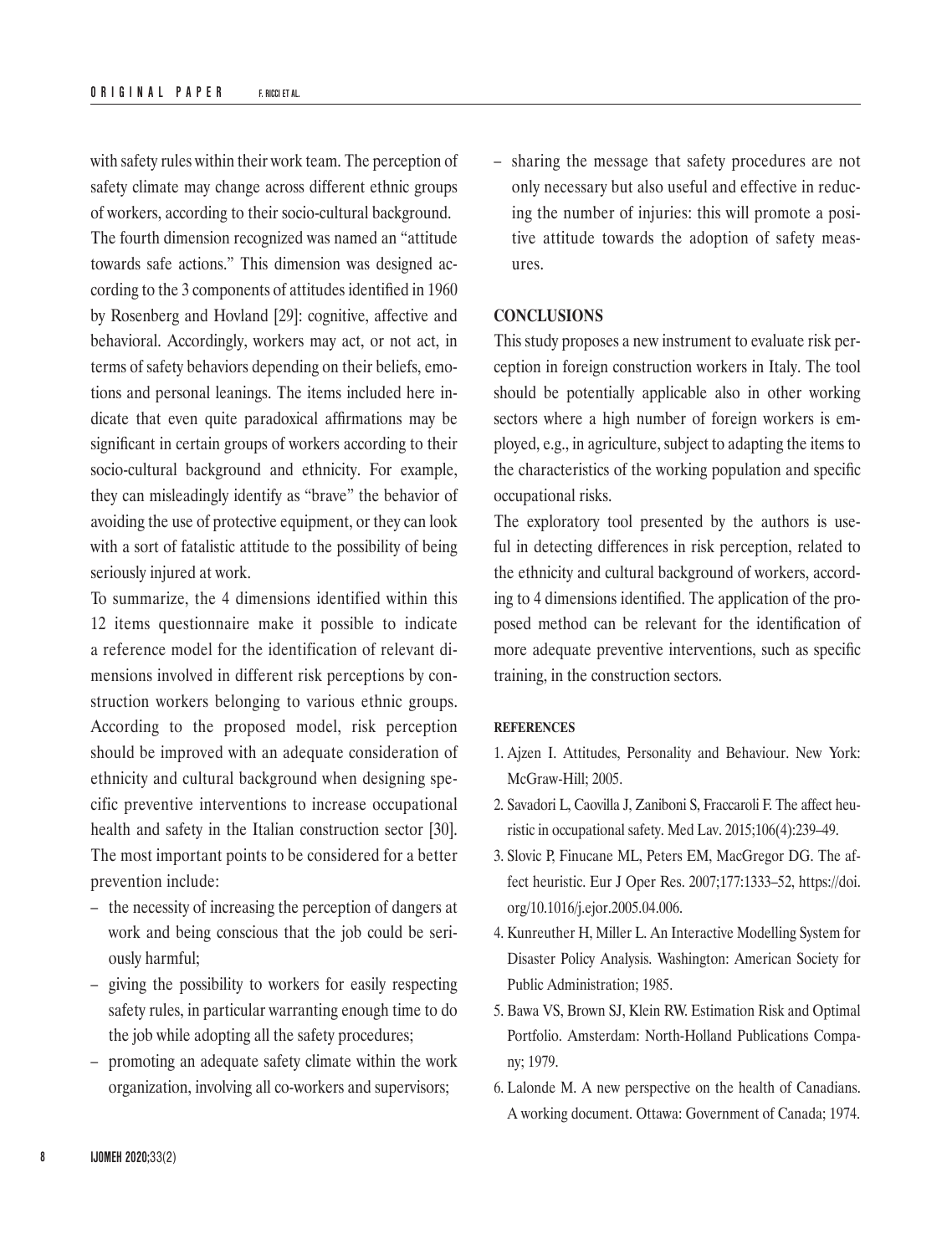with safety rules within their work team. The perception of safety climate may change across different ethnic groups of workers, according to their socio-cultural background.

The fourth dimension recognized was named an "attitude towards safe actions." This dimension was designed according to the 3 components of attitudes identified in 1960 by Rosenberg and Hovland [29]: cognitive, affective and behavioral. Accordingly, workers may act, or not act, in terms of safety behaviors depending on their beliefs, emotions and personal leanings. The items included here indicate that even quite paradoxical affirmations may be significant in certain groups of workers according to their socio-cultural background and ethnicity. For example, they can misleadingly identify as "brave" the behavior of avoiding the use of protective equipment, or they can look with a sort of fatalistic attitude to the possibility of being seriously injured at work.

To summarize, the 4 dimensions identified within this 12 items questionnaire make it possible to indicate a reference model for the identification of relevant dimensions involved in different risk perceptions by construction workers belonging to various ethnic groups. According to the proposed model, risk perception should be improved with an adequate consideration of ethnicity and cultural background when designing specific preventive interventions to increase occupational health and safety in the Italian construction sector [30].

The most important points to be considered for a better prevention include:

- the necessity of increasing the perception of dangers at work and being conscious that the job could be seriously harmful;
- giving the possibility to workers for easily respecting safety rules, in particular warranting enough time to do the job while adopting all the safety procedures;
- promoting an adequate safety climate within the work organization, involving all co-workers and supervisors;
- sharing the message that safety procedures are not only necessary but also useful and effective in reducing the number of injuries: this will promote a positive attitude towards the adoption of safety measures.

## CONCLUSIONS

This study proposes a new instrument to evaluate risk perception in foreign construction workers in Italy. The tool should be potentially applicable also in other working sectors where a high number of foreign workers is employed, e.g., in agriculture, subject to adapting the items to the characteristics of the working population and specific occupational risks.

The exploratory tool presented by the authors is useful in detecting differences in risk perception, related to the ethnicity and cultural background of workers, according to 4 dimensions identified. The application of the proposed method can be relevant for the identification of more adequate preventive interventions, such as specific training, in the construction sectors.

### REFERENCES

1. Ajzen I. Attitudes, Personality and Behaviour. New York: McGraw-Hill; 2005.
2. Savadori L, Caovilla J, Zaniboni S, Fraccaroli F. The affect heuristic in occupational safety. Med Lav. 2015;106(4):239–49.
3. Slovic P, Finucane ML, Peters EM, MacGregor DG. The affect heuristic. Eur J Oper Res. 2007;177:1333–52, https://doi.org/10.1016/j.ejor.2005.04.006.
4. Kunreuther H, Miller L. An Interactive Modelling System for Disaster Policy Analysis. Washington: American Society for Public Administration; 1985.
5. Bawa VS, Brown SJ, Klein RW. Estimation Risk and Optimal Portfolio. Amsterdam: North-Holland Publications Company; 1979.
6. Lalonde M. A new perspective on the health of Canadians. A working document. Ottawa: Government of Canada; 1974.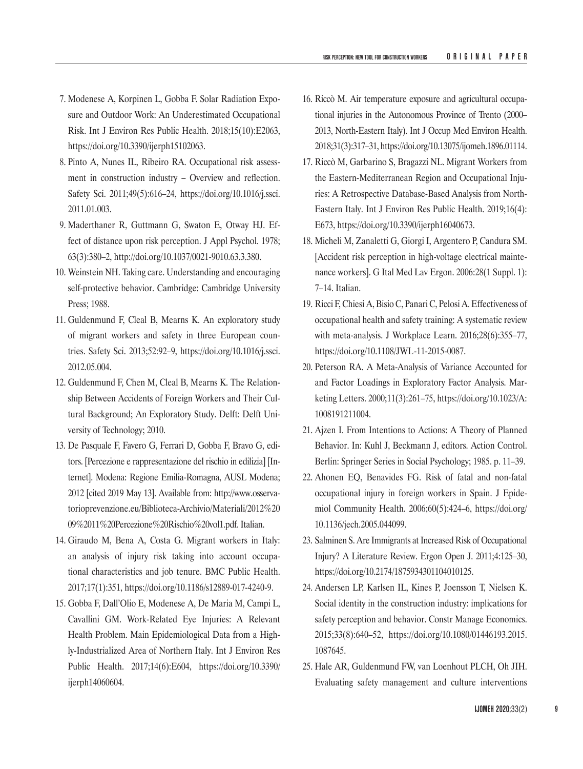7. Modenese A, Korpinen L, Gobba F. Solar Radiation Exposure and Outdoor Work: An Underestimated Occupational Risk. Int J Environ Res Public Health. 2018;15(10):E2063, https://doi.org/10.3390/ijerph15102063.
8. Pinto A, Nunes IL, Ribeiro RA. Occupational risk assessment in construction industry – Overview and reflection. Safety Sci. 2011;49(5):616–24, https://doi.org/10.1016/j.ssci.2011.01.003.
9. Maderthaner R, Guttmann G, Swaton E, Otway HJ. Effect of distance upon risk perception. J Appl Psychol. 1978;63(3):380–2, http://doi.org/10.1037/0021-9010.63.3.380.
10. Weinstein NH. Taking care. Understanding and encouraging self-protective behavior. Cambridge: Cambridge University Press; 1988.
11. Guldenmund F, Cleal B, Mearns K. An exploratory study of migrant workers and safety in three European countries. Safety Sci. 2013;52:92–9, https://doi.org/10.1016/j.ssci.2012.05.004.
12. Guldenmund F, Chen M, Cleal B, Mearns K. The Relationship Between Accidents of Foreign Workers and Their Cultural Background; An Exploratory Study. Delft: Delft University of Technology; 2010.
13. De Pasquale F, Favero G, Ferrari D, Gobba F, Bravo G, editors. [Percezione e rappresentazione del rischio in edilizia] [Internet]. Modena: Regione Emilia-Romagna, AUSL Modena; 2012 [cited 2019 May 13]. Available from: http://www.osservatorioprevenzione.eu/Biblioteca-Archivio/Materiali/2012%2009%2011%20Percezione%20Rischio%20vol1.pdf. Italian.
14. Giraudo M, Bena A, Costa G. Migrant workers in Italy: an analysis of injury risk taking into account occupational characteristics and job tenure. BMC Public Health. 2017;17(1):351, https://doi.org/10.1186/s12889-017-4240-9.
15. Gobba F, Dall'Olio E, Modenese A, De Maria M, Campi L, Cavallini GM. Work-Related Eye Injuries: A Relevant Health Problem. Main Epidemiological Data from a Highly-Industrialized Area of Northern Italy. Int J Environ Res Public Health. 2017;14(6):E604, https://doi.org/10.3390/ijerph14060604.
16. Riccò M. Air temperature exposure and agricultural occupational injuries in the Autonomous Province of Trento (2000–2013, North-Eastern Italy). Int J Occup Med Environ Health. 2018;31(3):317–31, https://doi.org/10.13075/ijomeh.1896.01114.
17. Riccò M, Garbarino S, Bragazzi NL. Migrant Workers from the Eastern-Mediterranean Region and Occupational Injuries: A Retrospective Database-Based Analysis from North-Eastern Italy. Int J Environ Res Public Health. 2019;16(4):E673, https://doi.org/10.3390/ijerph16040673.
18. Micheli M, Zanaletti G, Giorgi I, Argentero P, Candura SM. [Accident risk perception in high-voltage electrical maintenance workers]. G Ital Med Lav Ergon. 2006:28(1 Suppl. 1):7–14. Italian.
19. Ricci F, Chiesi A, Bisio C, Panari C, Pelosi A. Effectiveness of occupational health and safety training: A systematic review with meta-analysis. J Workplace Learn. 2016;28(6):355–77, https://doi.org/10.1108/JWL-11-2015-0087.
20. Peterson RA. A Meta-Analysis of Variance Accounted for and Factor Loadings in Exploratory Factor Analysis. Marketing Letters. 2000;11(3):261–75, https://doi.org/10.1023/A:1008191211004.
21. Ajzen I. From Intentions to Actions: A Theory of Planned Behavior. In: Kuhl J, Beckmann J, editors. Action Control. Berlin: Springer Series in Social Psychology; 1985. p. 11–39.
22. Ahonen EQ, Benavides FG. Risk of fatal and non-fatal occupational injury in foreign workers in Spain. J Epidemiol Community Health. 2006;60(5):424–6, https://doi.org/10.1136/jech.2005.044099.
23. Salminen S. Are Immigrants at Increased Risk of Occupational Injury? A Literature Review. Ergon Open J. 2011;4:125–30, https://doi.org/10.2174/1875934301104010125.
24. Andersen LP, Karlsen IL, Kines P, Joensson T, Nielsen K. Social identity in the construction industry: implications for safety perception and behavior. Constr Manage Economics. 2015;33(8):640–52, https://doi.org/10.1080/01446193.2015.1087645.
25. Hale AR, Guldenmund FW, van Loenhout PLCH, Oh JIH. Evaluating safety management and culture interventions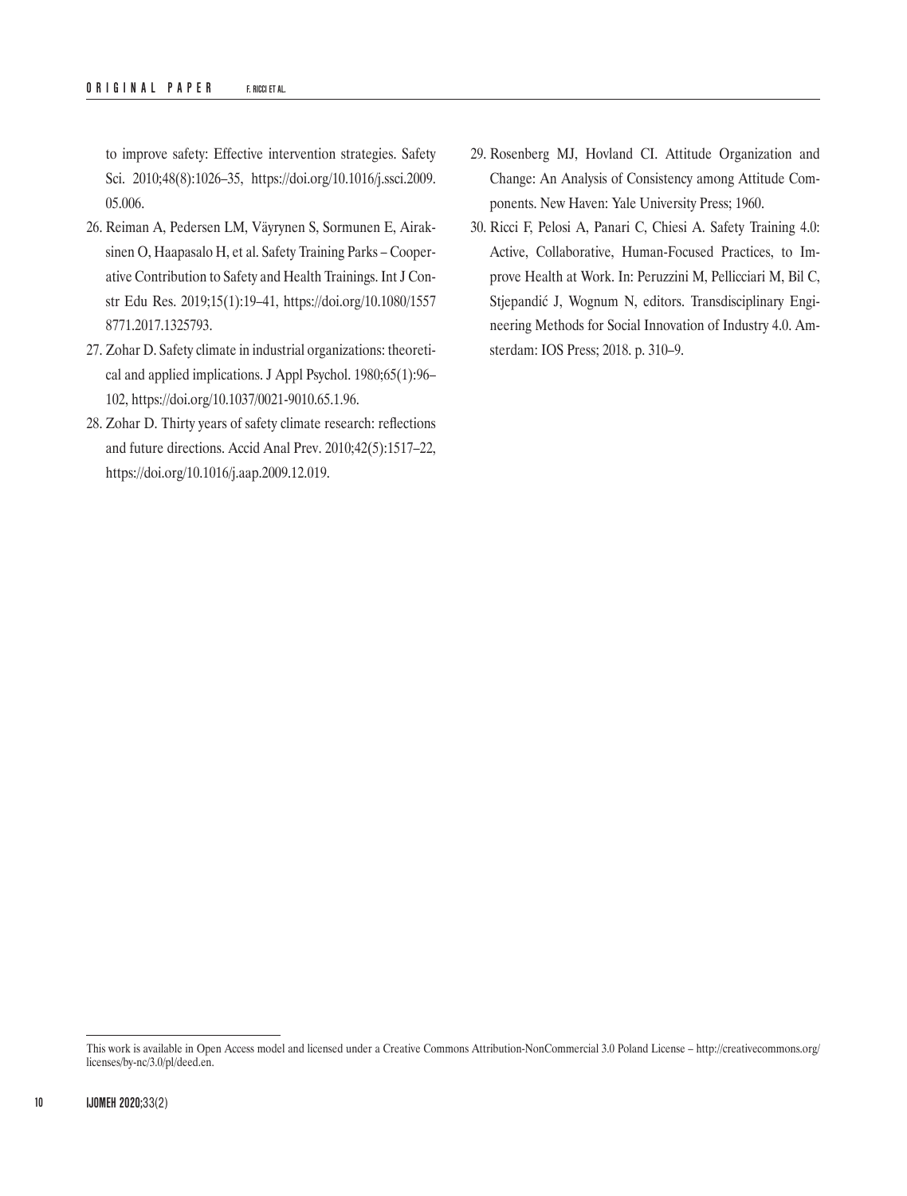to improve safety: Effective intervention strategies. Safety Sci. 2010;48(8):1026–35, https://doi.org/10.1016/j.ssci.2009.05.006.

26. Reiman A, Pedersen LM, Väyrynen S, Sormunen E, Airaksinen O, Haapasalo H, et al. Safety Training Parks – Cooperative Contribution to Safety and Health Trainings. Int J Constr Edu Res. 2019;15(1):19–41, https://doi.org/10.1080/15578771.2017.1325793.
27. Zohar D. Safety climate in industrial organizations: theoretical and applied implications. J Appl Psychol. 1980;65(1):96–102, https://doi.org/10.1037/0021-9010.65.1.96.
28. Zohar D. Thirty years of safety climate research: reflections and future directions. Accid Anal Prev. 2010;42(5):1517–22, https://doi.org/10.1016/j.aap.2009.12.019.
29. Rosenberg MJ, Hovland CI. Attitude Organization and Change: An Analysis of Consistency among Attitude Components. New Haven: Yale University Press; 1960.
30. Ricci F, Pelosi A, Panari C, Chiesi A. Safety Training 4.0: Active, Collaborative, Human-Focused Practices, to Improve Health at Work. In: Peruzzini M, Pellicciari M, Bil C, Stjepandić J, Wognum N, editors. Transdisciplinary Engineering Methods for Social Innovation of Industry 4.0. Amsterdam: IOS Press; 2018. p. 310–9.

This work is available in Open Access model and licensed under a Creative Commons Attribution-NonCommercial 3.0 Poland License – http://creativecommons.org/licenses/by-nc/3.0/pl/deed.en.